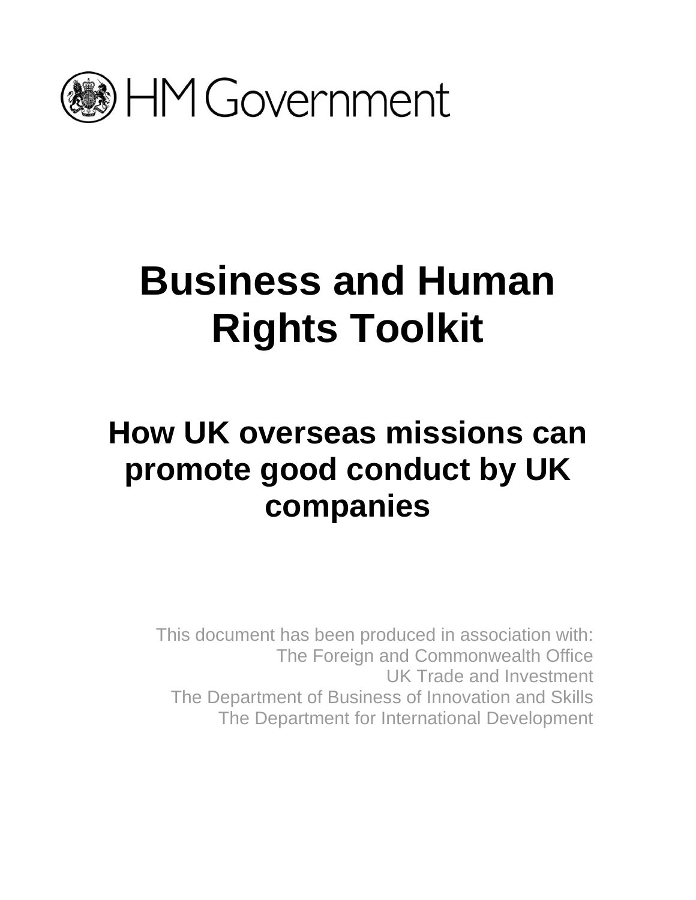HM Government

# Business and Human Rights Toolkit

## How UK overseas missions can promote good conduct by UK companies

This document has been produced in association with:
The Foreign and Commonwealth Office
UK Trade and Investment
The Department of Business of Innovation and Skills
The Department for International Development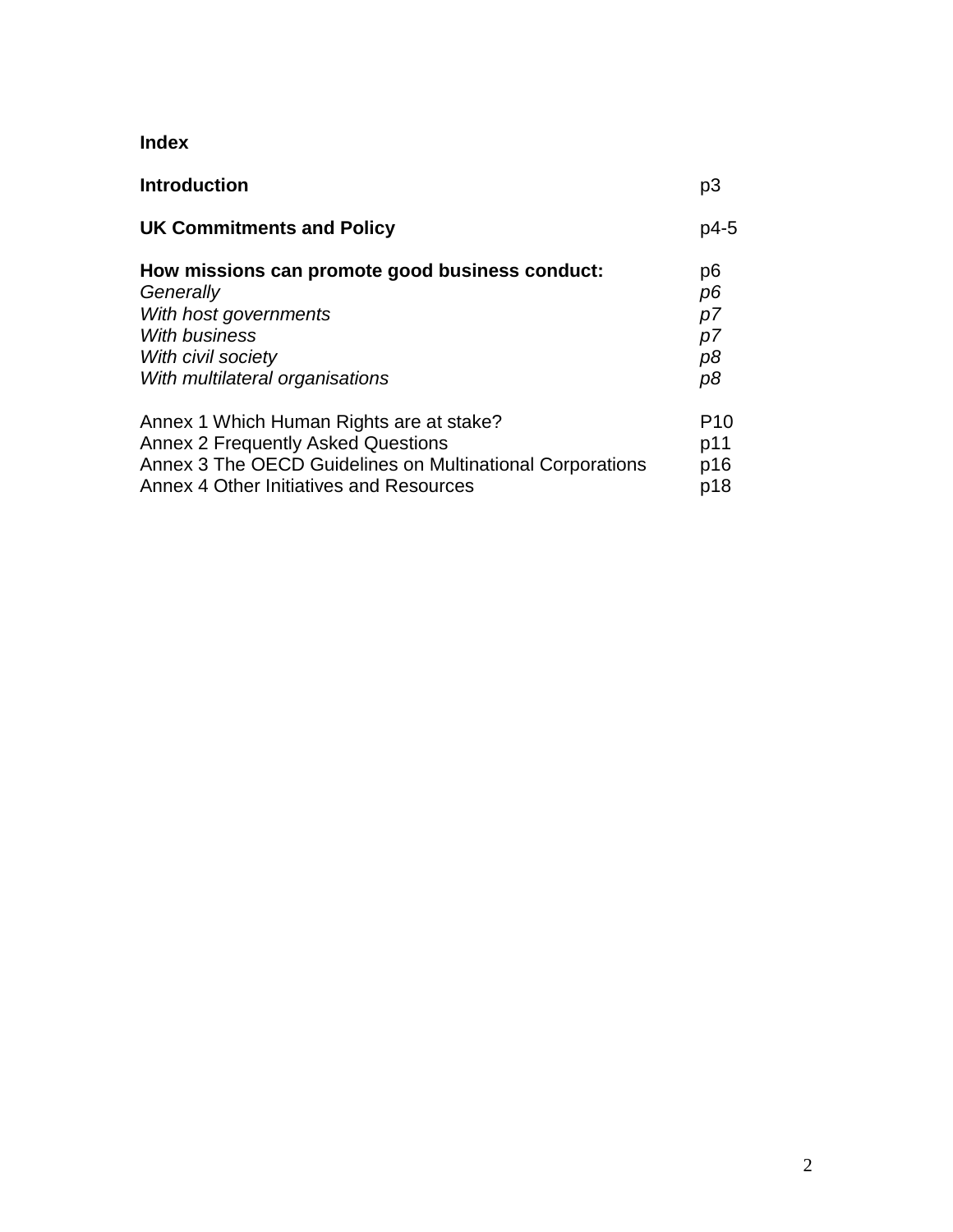**Index**

| | |
|---|---|
| **Introduction** | p3 |
| **UK Commitments and Policy** | p4-5 |
| **How missions can promote good business conduct:** | p6 |
| *Generally* | *p6* |
| *With host governments* | *p7* |
| *With business* | *p7* |
| *With civil society* | *p8* |
| *With multilateral organisations* | *p8* |
| Annex 1 Which Human Rights are at stake? | P10 |
| Annex 2 Frequently Asked Questions | p11 |
| Annex 3 The OECD Guidelines on Multinational Corporations | p16 |
| Annex 4 Other Initiatives and Resources | p18 |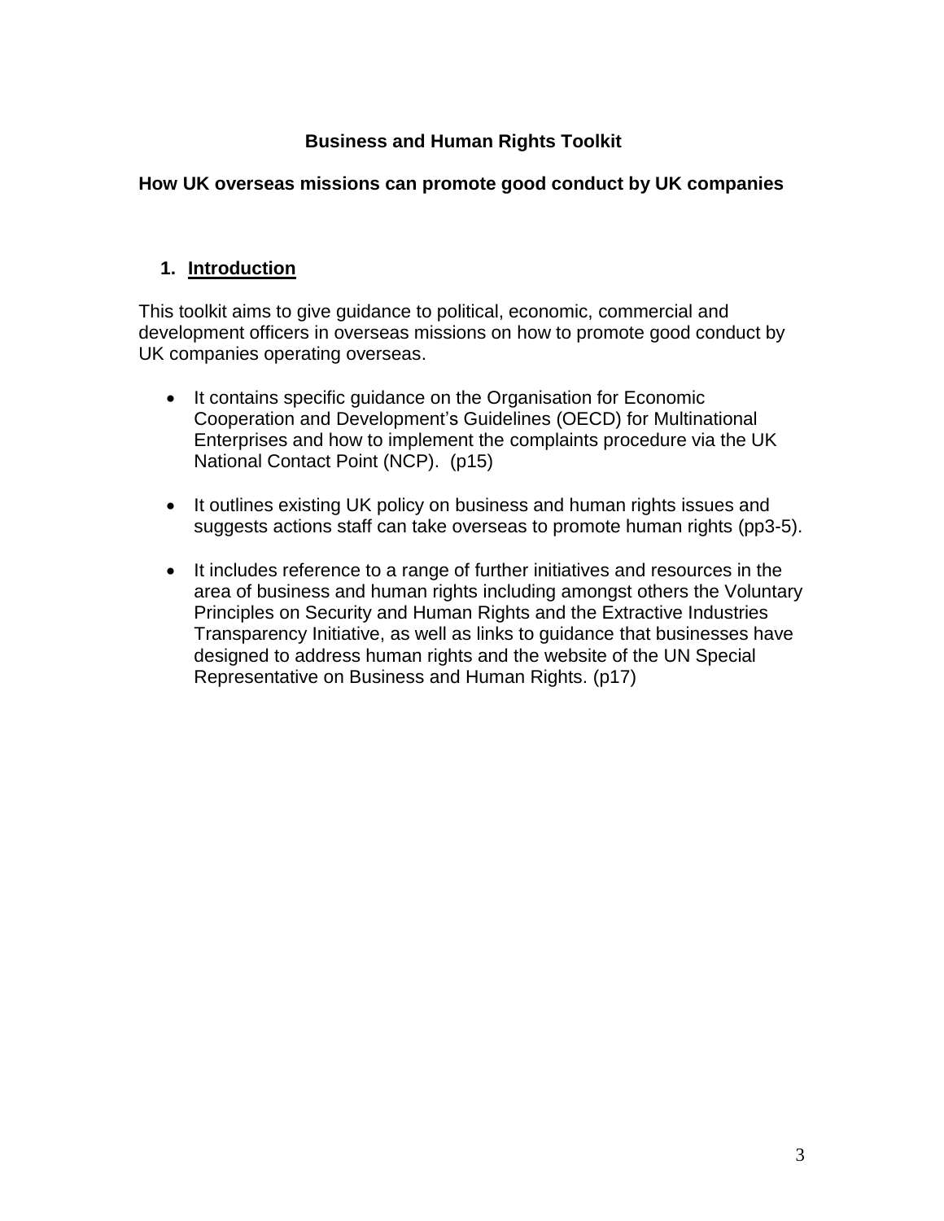**Business and Human Rights Toolkit**

**How UK overseas missions can promote good conduct by UK companies**

## 1. Introduction

This toolkit aims to give guidance to political, economic, commercial and development officers in overseas missions on how to promote good conduct by UK companies operating overseas.

- It contains specific guidance on the Organisation for Economic Cooperation and Development's Guidelines (OECD) for Multinational Enterprises and how to implement the complaints procedure via the UK National Contact Point (NCP). (p15)
- It outlines existing UK policy on business and human rights issues and suggests actions staff can take overseas to promote human rights (pp3-5).
- It includes reference to a range of further initiatives and resources in the area of business and human rights including amongst others the Voluntary Principles on Security and Human Rights and the Extractive Industries Transparency Initiative, as well as links to guidance that businesses have designed to address human rights and the website of the UN Special Representative on Business and Human Rights. (p17)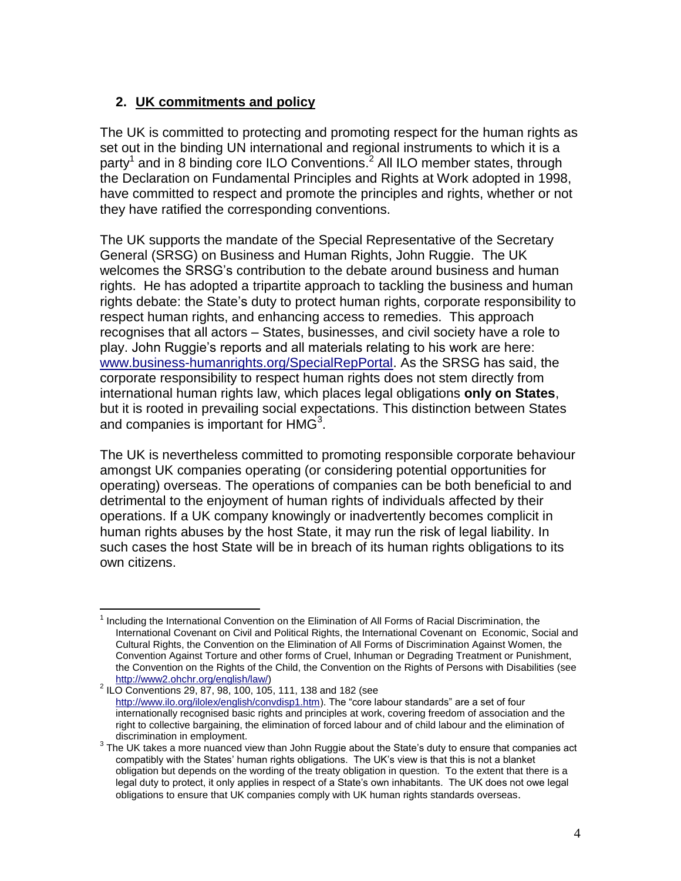## 2. UK commitments and policy

The UK is committed to protecting and promoting respect for the human rights as set out in the binding UN international and regional instruments to which it is a party[1] and in 8 binding core ILO Conventions.[2] All ILO member states, through the Declaration on Fundamental Principles and Rights at Work adopted in 1998, have committed to respect and promote the principles and rights, whether or not they have ratified the corresponding conventions.

The UK supports the mandate of the Special Representative of the Secretary General (SRSG) on Business and Human Rights, John Ruggie. The UK welcomes the SRSG's contribution to the debate around business and human rights. He has adopted a tripartite approach to tackling the business and human rights debate: the State's duty to protect human rights, corporate responsibility to respect human rights, and enhancing access to remedies. This approach recognises that all actors – States, businesses, and civil society have a role to play. John Ruggie's reports and all materials relating to his work are here: [www.business-humanrights.org/SpecialRepPortal](www.business-humanrights.org/SpecialRepPortal). As the SRSG has said, the corporate responsibility to respect human rights does not stem directly from international human rights law, which places legal obligations **only on States**, but it is rooted in prevailing social expectations. This distinction between States and companies is important for HMG[3].

The UK is nevertheless committed to promoting responsible corporate behaviour amongst UK companies operating (or considering potential opportunities for operating) overseas. The operations of companies can be both beneficial to and detrimental to the enjoyment of human rights of individuals affected by their operations. If a UK company knowingly or inadvertently becomes complicit in human rights abuses by the host State, it may run the risk of legal liability. In such cases the host State will be in breach of its human rights obligations to its own citizens.

---

[1] Including the International Convention on the Elimination of All Forms of Racial Discrimination, the International Covenant on Civil and Political Rights, the International Covenant on Economic, Social and Cultural Rights, the Convention on the Elimination of All Forms of Discrimination Against Women, the Convention Against Torture and other forms of Cruel, Inhuman or Degrading Treatment or Punishment, the Convention on the Rights of the Child, the Convention on the Rights of Persons with Disabilities (see [http://www2.ohchr.org/english/law/](http://www2.ohchr.org/english/law/))

[2] ILO Conventions 29, 87, 98, 100, 105, 111, 138 and 182 (see [http://www.ilo.org/ilolex/english/convdisp1.htm](http://www.ilo.org/ilolex/english/convdisp1.htm)). The "core labour standards" are a set of four internationally recognised basic rights and principles at work, covering freedom of association and the right to collective bargaining, the elimination of forced labour and of child labour and the elimination of discrimination in employment.

[3] The UK takes a more nuanced view than John Ruggie about the State's duty to ensure that companies act compatibly with the States' human rights obligations. The UK's view is that this is not a blanket obligation but depends on the wording of the treaty obligation in question. To the extent that there is a legal duty to protect, it only applies in respect of a State's own inhabitants. The UK does not owe legal obligations to ensure that UK companies comply with UK human rights standards overseas.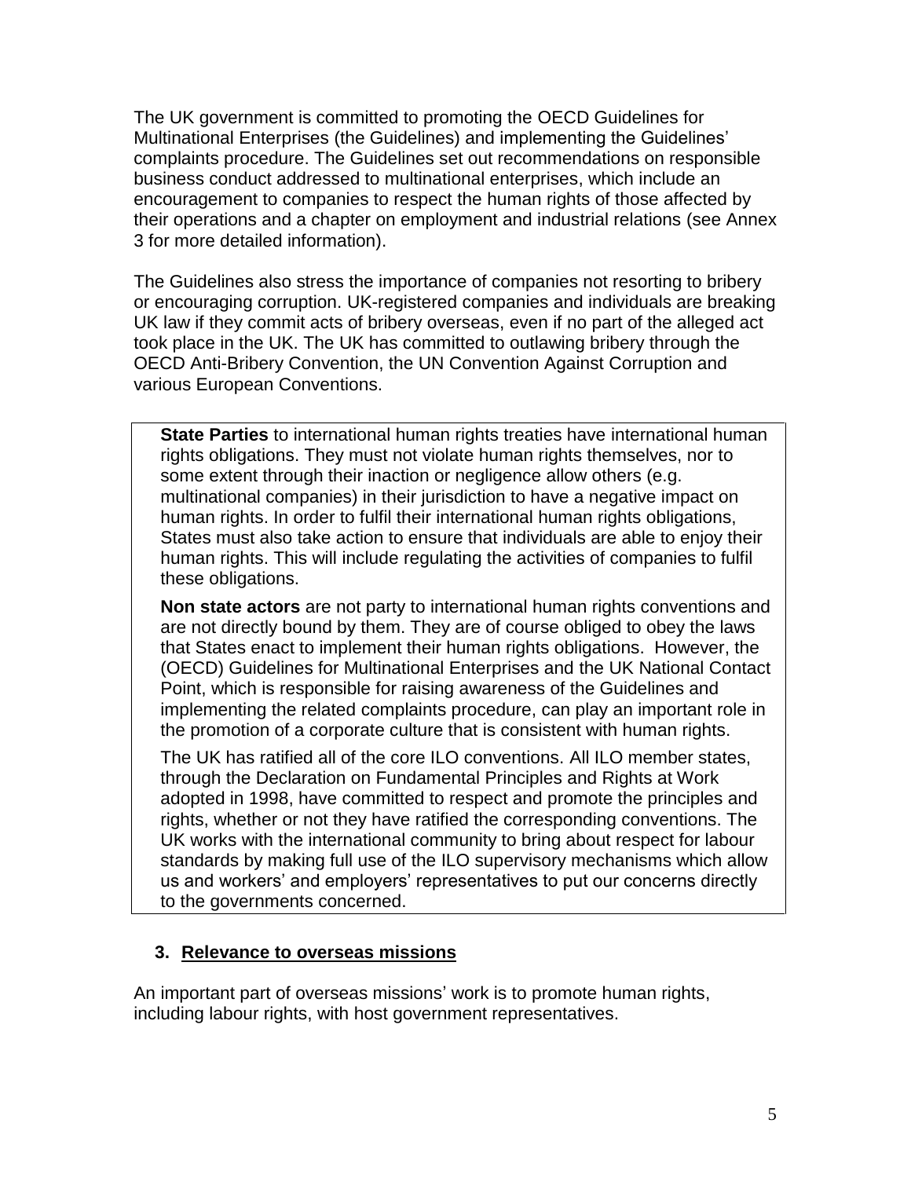The UK government is committed to promoting the OECD Guidelines for Multinational Enterprises (the Guidelines) and implementing the Guidelines' complaints procedure. The Guidelines set out recommendations on responsible business conduct addressed to multinational enterprises, which include an encouragement to companies to respect the human rights of those affected by their operations and a chapter on employment and industrial relations (see Annex 3 for more detailed information).

The Guidelines also stress the importance of companies not resorting to bribery or encouraging corruption. UK-registered companies and individuals are breaking UK law if they commit acts of bribery overseas, even if no part of the alleged act took place in the UK. The UK has committed to outlawing bribery through the OECD Anti-Bribery Convention, the UN Convention Against Corruption and various European Conventions.

> **State Parties** to international human rights treaties have international human rights obligations. They must not violate human rights themselves, nor to some extent through their inaction or negligence allow others (e.g. multinational companies) in their jurisdiction to have a negative impact on human rights. In order to fulfil their international human rights obligations, States must also take action to ensure that individuals are able to enjoy their human rights. This will include regulating the activities of companies to fulfil these obligations.
>
> **Non state actors** are not party to international human rights conventions and are not directly bound by them. They are of course obliged to obey the laws that States enact to implement their human rights obligations. However, the (OECD) Guidelines for Multinational Enterprises and the UK National Contact Point, which is responsible for raising awareness of the Guidelines and implementing the related complaints procedure, can play an important role in the promotion of a corporate culture that is consistent with human rights.
>
> The UK has ratified all of the core ILO conventions. All ILO member states, through the Declaration on Fundamental Principles and Rights at Work adopted in 1998, have committed to respect and promote the principles and rights, whether or not they have ratified the corresponding conventions. The UK works with the international community to bring about respect for labour standards by making full use of the ILO supervisory mechanisms which allow us and workers' and employers' representatives to put our concerns directly to the governments concerned.

## 3. Relevance to overseas missions

An important part of overseas missions' work is to promote human rights, including labour rights, with host government representatives.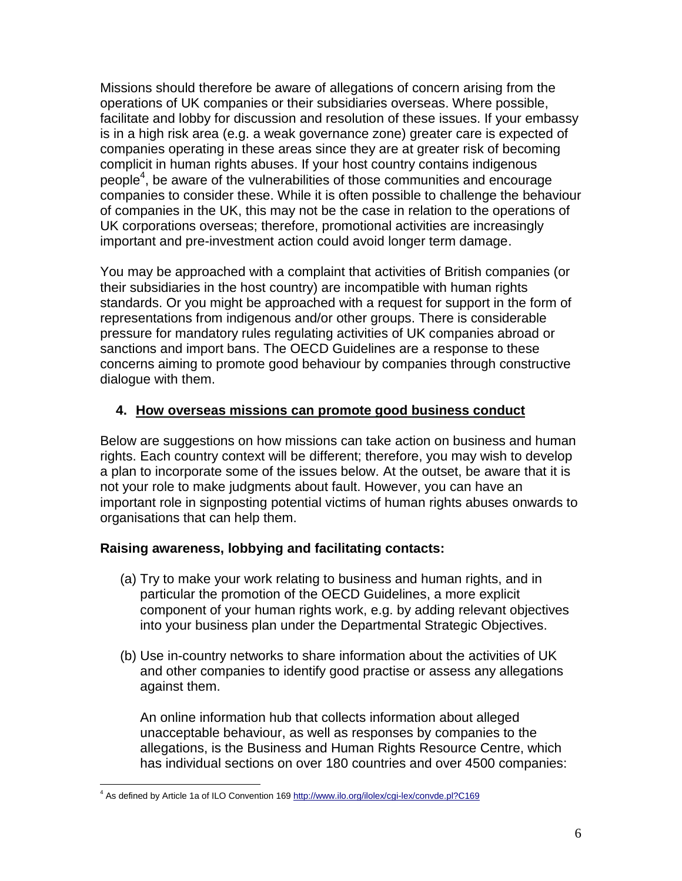Missions should therefore be aware of allegations of concern arising from the operations of UK companies or their subsidiaries overseas. Where possible, facilitate and lobby for discussion and resolution of these issues. If your embassy is in a high risk area (e.g. a weak governance zone) greater care is expected of companies operating in these areas since they are at greater risk of becoming complicit in human rights abuses. If your host country contains indigenous people[4], be aware of the vulnerabilities of those communities and encourage companies to consider these. While it is often possible to challenge the behaviour of companies in the UK, this may not be the case in relation to the operations of UK corporations overseas; therefore, promotional activities are increasingly important and pre-investment action could avoid longer term damage.

You may be approached with a complaint that activities of British companies (or their subsidiaries in the host country) are incompatible with human rights standards. Or you might be approached with a request for support in the form of representations from indigenous and/or other groups. There is considerable pressure for mandatory rules regulating activities of UK companies abroad or sanctions and import bans. The OECD Guidelines are a response to these concerns aiming to promote good behaviour by companies through constructive dialogue with them.

## 4. How overseas missions can promote good business conduct

Below are suggestions on how missions can take action on business and human rights. Each country context will be different; therefore, you may wish to develop a plan to incorporate some of the issues below. At the outset, be aware that it is not your role to make judgments about fault. However, you can have an important role in signposting potential victims of human rights abuses onwards to organisations that can help them.

**Raising awareness, lobbying and facilitating contacts:**

(a) Try to make your work relating to business and human rights, and in particular the promotion of the OECD Guidelines, a more explicit component of your human rights work, e.g. by adding relevant objectives into your business plan under the Departmental Strategic Objectives.

(b) Use in-country networks to share information about the activities of UK and other companies to identify good practise or assess any allegations against them.

An online information hub that collects information about alleged unacceptable behaviour, as well as responses by companies to the allegations, is the Business and Human Rights Resource Centre, which has individual sections on over 180 countries and over 4500 companies:

[4] As defined by Article 1a of ILO Convention 169 http://www.ilo.org/ilolex/cgi-lex/convde.pl?C169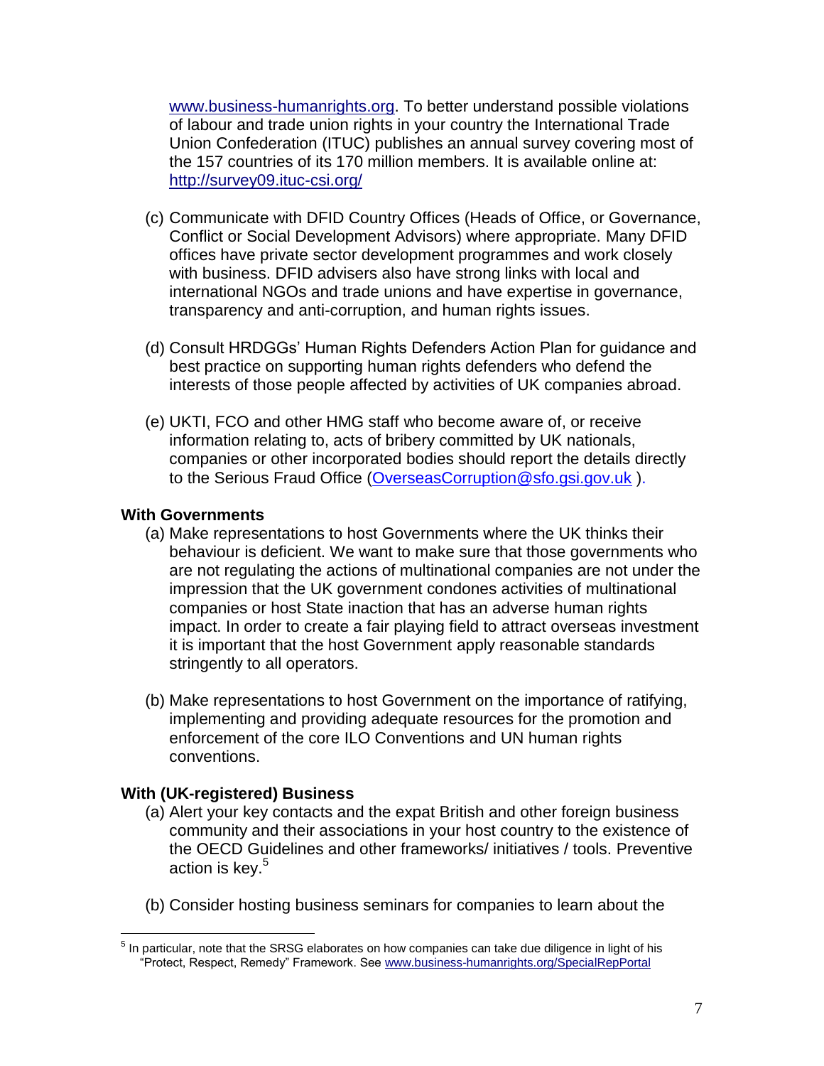www.business-humanrights.org. To better understand possible violations of labour and trade union rights in your country the International Trade Union Confederation (ITUC) publishes an annual survey covering most of the 157 countries of its 170 million members. It is available online at: http://survey09.ituc-csi.org/

(c) Communicate with DFID Country Offices (Heads of Office, or Governance, Conflict or Social Development Advisors) where appropriate. Many DFID offices have private sector development programmes and work closely with business. DFID advisers also have strong links with local and international NGOs and trade unions and have expertise in governance, transparency and anti-corruption, and human rights issues.

(d) Consult HRDGGs' Human Rights Defenders Action Plan for guidance and best practice on supporting human rights defenders who defend the interests of those people affected by activities of UK companies abroad.

(e) UKTI, FCO and other HMG staff who become aware of, or receive information relating to, acts of bribery committed by UK nationals, companies or other incorporated bodies should report the details directly to the Serious Fraud Office (OverseasCorruption@sfo.gsi.gov.uk ).

**With Governments**

(a) Make representations to host Governments where the UK thinks their behaviour is deficient. We want to make sure that those governments who are not regulating the actions of multinational companies are not under the impression that the UK government condones activities of multinational companies or host State inaction that has an adverse human rights impact. In order to create a fair playing field to attract overseas investment it is important that the host Government apply reasonable standards stringently to all operators.

(b) Make representations to host Government on the importance of ratifying, implementing and providing adequate resources for the promotion and enforcement of the core ILO Conventions and UN human rights conventions.

**With (UK-registered) Business**

(a) Alert your key contacts and the expat British and other foreign business community and their associations in your host country to the existence of the OECD Guidelines and other frameworks/ initiatives / tools. Preventive action is key.[5]

(b) Consider hosting business seminars for companies to learn about the

[5] In particular, note that the SRSG elaborates on how companies can take due diligence in light of his "Protect, Respect, Remedy" Framework. See www.business-humanrights.org/SpecialRepPortal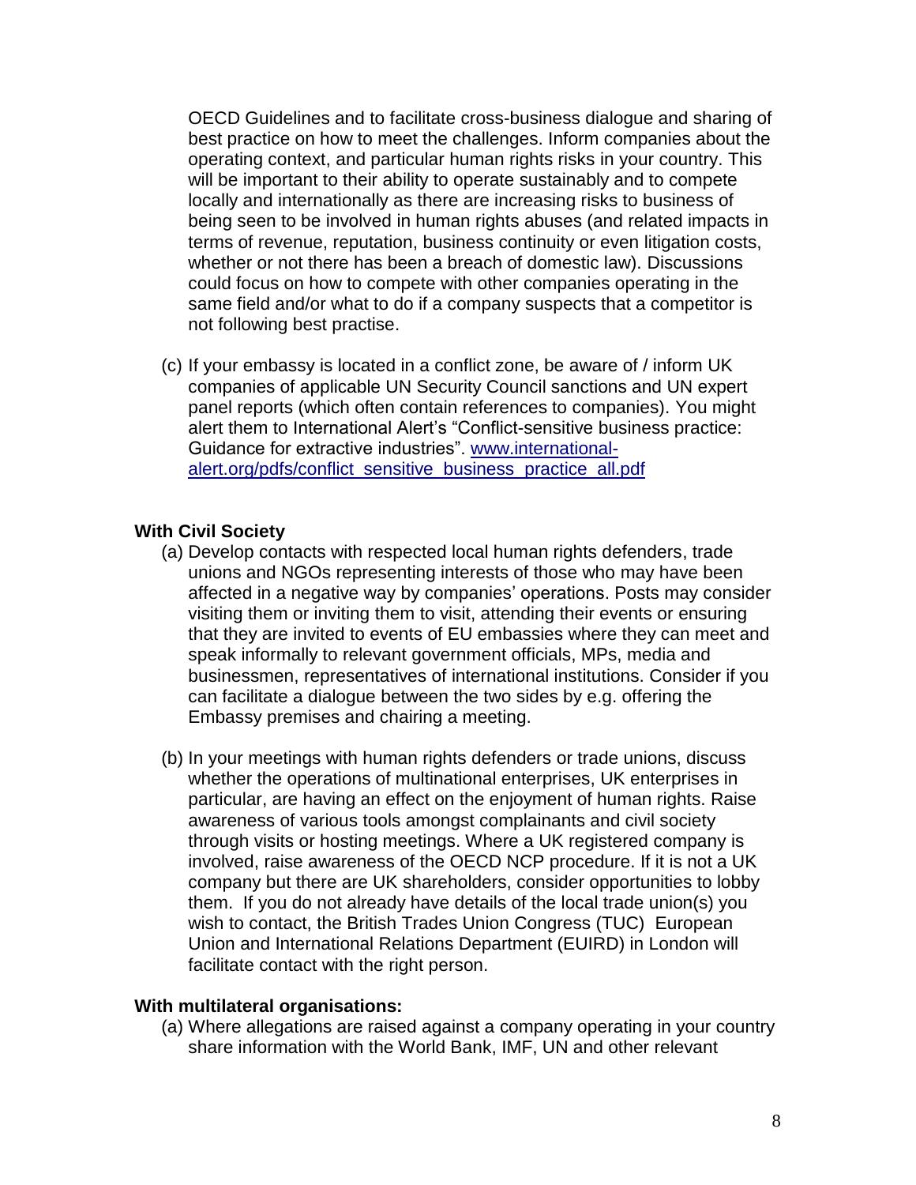OECD Guidelines and to facilitate cross-business dialogue and sharing of best practice on how to meet the challenges. Inform companies about the operating context, and particular human rights risks in your country. This will be important to their ability to operate sustainably and to compete locally and internationally as there are increasing risks to business of being seen to be involved in human rights abuses (and related impacts in terms of revenue, reputation, business continuity or even litigation costs, whether or not there has been a breach of domestic law). Discussions could focus on how to compete with other companies operating in the same field and/or what to do if a company suspects that a competitor is not following best practise.

(c) If your embassy is located in a conflict zone, be aware of / inform UK companies of applicable UN Security Council sanctions and UN expert panel reports (which often contain references to companies). You might alert them to International Alert's "Conflict-sensitive business practice: Guidance for extractive industries". [www.international-alert.org/pdfs/conflict_sensitive_business_practice_all.pdf](www.international-alert.org/pdfs/conflict_sensitive_business_practice_all.pdf)

**With Civil Society**

(a) Develop contacts with respected local human rights defenders, trade unions and NGOs representing interests of those who may have been affected in a negative way by companies' operations. Posts may consider visiting them or inviting them to visit, attending their events or ensuring that they are invited to events of EU embassies where they can meet and speak informally to relevant government officials, MPs, media and businessmen, representatives of international institutions. Consider if you can facilitate a dialogue between the two sides by e.g. offering the Embassy premises and chairing a meeting.

(b) In your meetings with human rights defenders or trade unions, discuss whether the operations of multinational enterprises, UK enterprises in particular, are having an effect on the enjoyment of human rights. Raise awareness of various tools amongst complainants and civil society through visits or hosting meetings. Where a UK registered company is involved, raise awareness of the OECD NCP procedure. If it is not a UK company but there are UK shareholders, consider opportunities to lobby them. If you do not already have details of the local trade union(s) you wish to contact, the British Trades Union Congress (TUC) European Union and International Relations Department (EUIRD) in London will facilitate contact with the right person.

**With multilateral organisations:**

(a) Where allegations are raised against a company operating in your country share information with the World Bank, IMF, UN and other relevant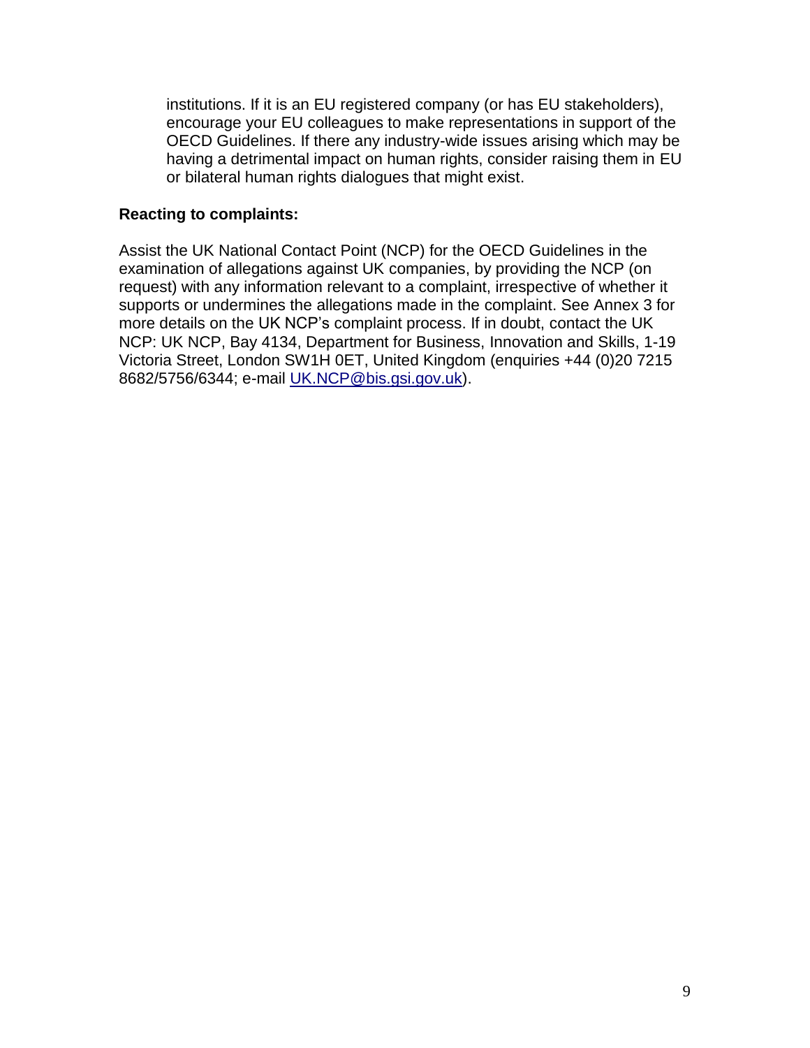institutions. If it is an EU registered company (or has EU stakeholders), encourage your EU colleagues to make representations in support of the OECD Guidelines. If there any industry-wide issues arising which may be having a detrimental impact on human rights, consider raising them in EU or bilateral human rights dialogues that might exist.

**Reacting to complaints:**

Assist the UK National Contact Point (NCP) for the OECD Guidelines in the examination of allegations against UK companies, by providing the NCP (on request) with any information relevant to a complaint, irrespective of whether it supports or undermines the allegations made in the complaint. See Annex 3 for more details on the UK NCP's complaint process. If in doubt, contact the UK NCP: UK NCP, Bay 4134, Department for Business, Innovation and Skills, 1-19 Victoria Street, London SW1H 0ET, United Kingdom (enquiries +44 (0)20 7215 8682/5756/6344; e-mail UK.NCP@bis.gsi.gov.uk).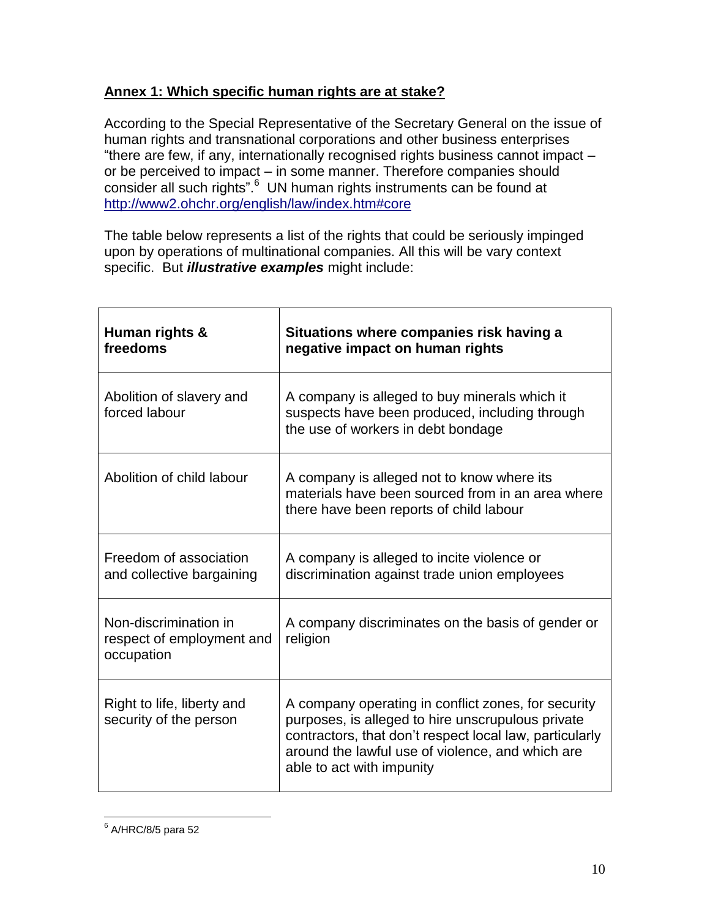## Annex 1: Which specific human rights are at stake?

According to the Special Representative of the Secretary General on the issue of human rights and transnational corporations and other business enterprises "there are few, if any, internationally recognised rights business cannot impact – or be perceived to impact – in some manner. Therefore companies should consider all such rights".[6] UN human rights instruments can be found at http://www2.ohchr.org/english/law/index.htm#core

The table below represents a list of the rights that could be seriously impinged upon by operations of multinational companies. All this will be vary context specific. But ***illustrative examples*** might include:

| Human rights & freedoms | Situations where companies risk having a negative impact on human rights |
|---|---|
| Abolition of slavery and forced labour | A company is alleged to buy minerals which it suspects have been produced, including through the use of workers in debt bondage |
| Abolition of child labour | A company is alleged not to know where its materials have been sourced from in an area where there have been reports of child labour |
| Freedom of association and collective bargaining | A company is alleged to incite violence or discrimination against trade union employees |
| Non-discrimination in respect of employment and occupation | A company discriminates on the basis of gender or religion |
| Right to life, liberty and security of the person | A company operating in conflict zones, for security purposes, is alleged to hire unscrupulous private contractors, that don't respect local law, particularly around the lawful use of violence, and which are able to act with impunity |

[6] A/HRC/8/5 para 52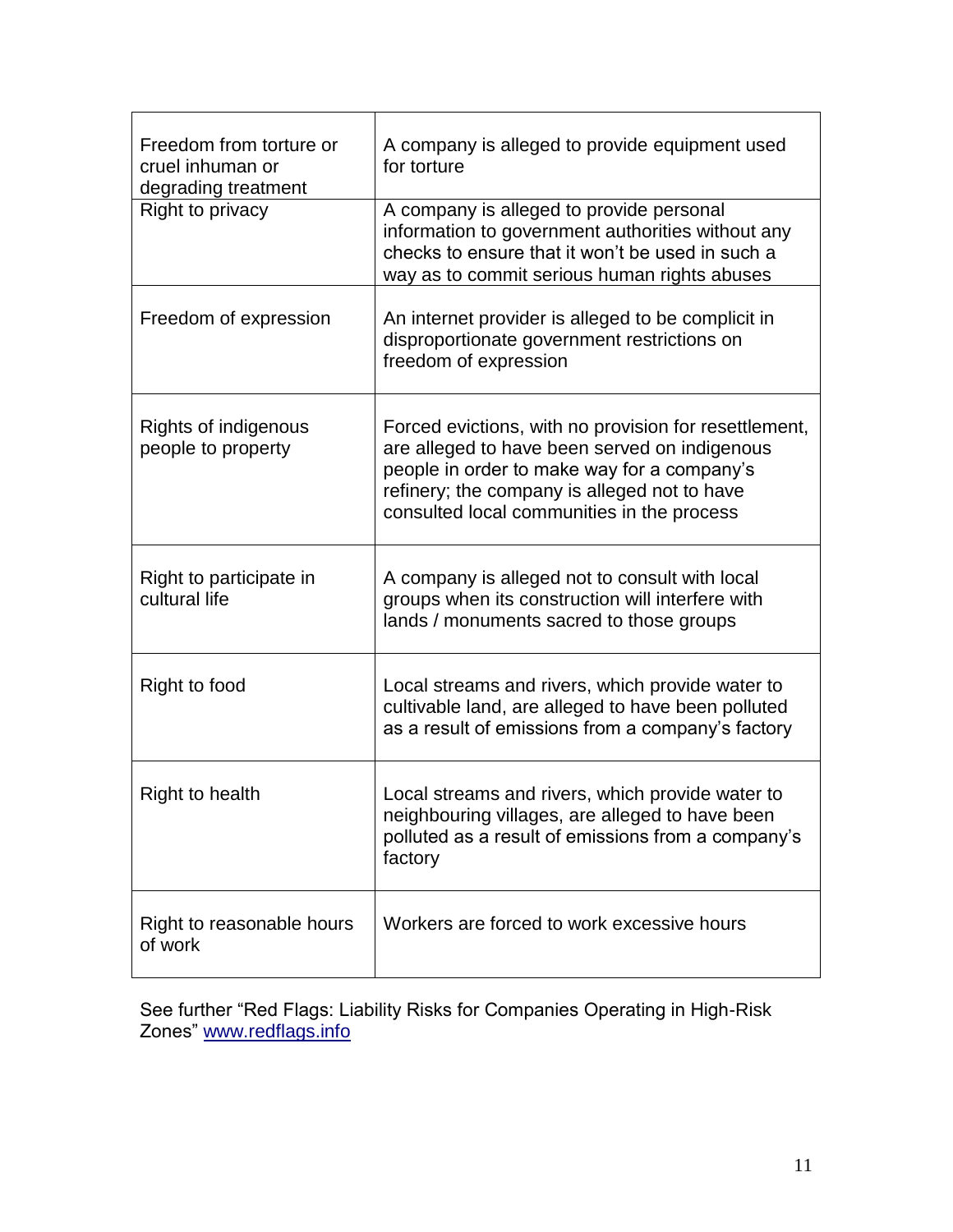| | |
|---|---|
| Freedom from torture or cruel inhuman or degrading treatment | A company is alleged to provide equipment used for torture |
| Right to privacy | A company is alleged to provide personal information to government authorities without any checks to ensure that it won't be used in such a way as to commit serious human rights abuses |
| Freedom of expression | An internet provider is alleged to be complicit in disproportionate government restrictions on freedom of expression |
| Rights of indigenous people to property | Forced evictions, with no provision for resettlement, are alleged to have been served on indigenous people in order to make way for a company's refinery; the company is alleged not to have consulted local communities in the process |
| Right to participate in cultural life | A company is alleged not to consult with local groups when its construction will interfere with lands / monuments sacred to those groups |
| Right to food | Local streams and rivers, which provide water to cultivable land, are alleged to have been polluted as a result of emissions from a company's factory |
| Right to health | Local streams and rivers, which provide water to neighbouring villages, are alleged to have been polluted as a result of emissions from a company's factory |
| Right to reasonable hours of work | Workers are forced to work excessive hours |

See further "Red Flags: Liability Risks for Companies Operating in High-Risk Zones" [www.redflags.info](http://www.redflags.info)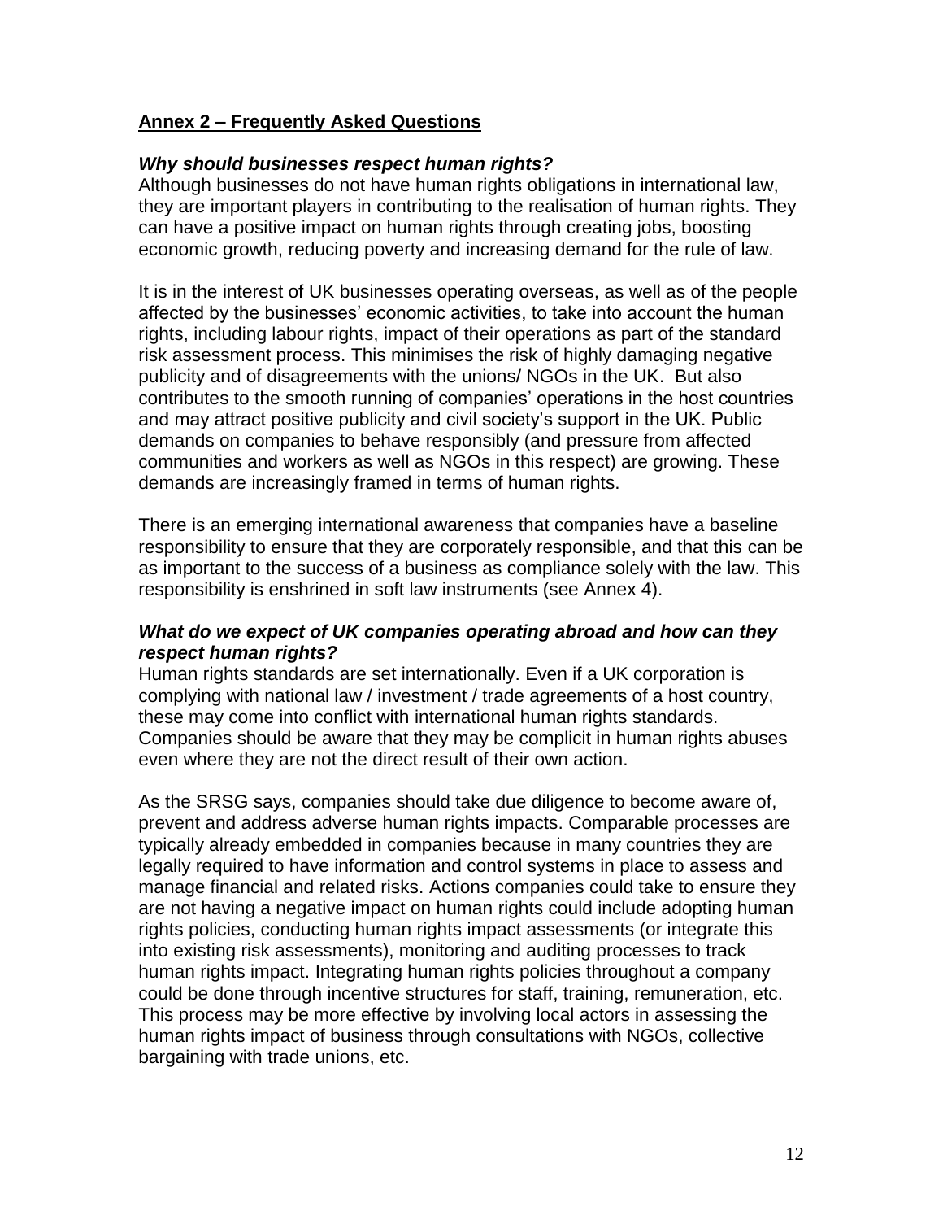## **Annex 2 – Frequently Asked Questions**

### ***Why should businesses respect human rights?***

Although businesses do not have human rights obligations in international law, they are important players in contributing to the realisation of human rights. They can have a positive impact on human rights through creating jobs, boosting economic growth, reducing poverty and increasing demand for the rule of law.

It is in the interest of UK businesses operating overseas, as well as of the people affected by the businesses' economic activities, to take into account the human rights, including labour rights, impact of their operations as part of the standard risk assessment process. This minimises the risk of highly damaging negative publicity and of disagreements with the unions/ NGOs in the UK. But also contributes to the smooth running of companies' operations in the host countries and may attract positive publicity and civil society's support in the UK. Public demands on companies to behave responsibly (and pressure from affected communities and workers as well as NGOs in this respect) are growing. These demands are increasingly framed in terms of human rights.

There is an emerging international awareness that companies have a baseline responsibility to ensure that they are corporately responsible, and that this can be as important to the success of a business as compliance solely with the law. This responsibility is enshrined in soft law instruments (see Annex 4).

### ***What do we expect of UK companies operating abroad and how can they respect human rights?***

Human rights standards are set internationally. Even if a UK corporation is complying with national law / investment / trade agreements of a host country, these may come into conflict with international human rights standards. Companies should be aware that they may be complicit in human rights abuses even where they are not the direct result of their own action.

As the SRSG says, companies should take due diligence to become aware of, prevent and address adverse human rights impacts. Comparable processes are typically already embedded in companies because in many countries they are legally required to have information and control systems in place to assess and manage financial and related risks. Actions companies could take to ensure they are not having a negative impact on human rights could include adopting human rights policies, conducting human rights impact assessments (or integrate this into existing risk assessments), monitoring and auditing processes to track human rights impact. Integrating human rights policies throughout a company could be done through incentive structures for staff, training, remuneration, etc. This process may be more effective by involving local actors in assessing the human rights impact of business through consultations with NGOs, collective bargaining with trade unions, etc.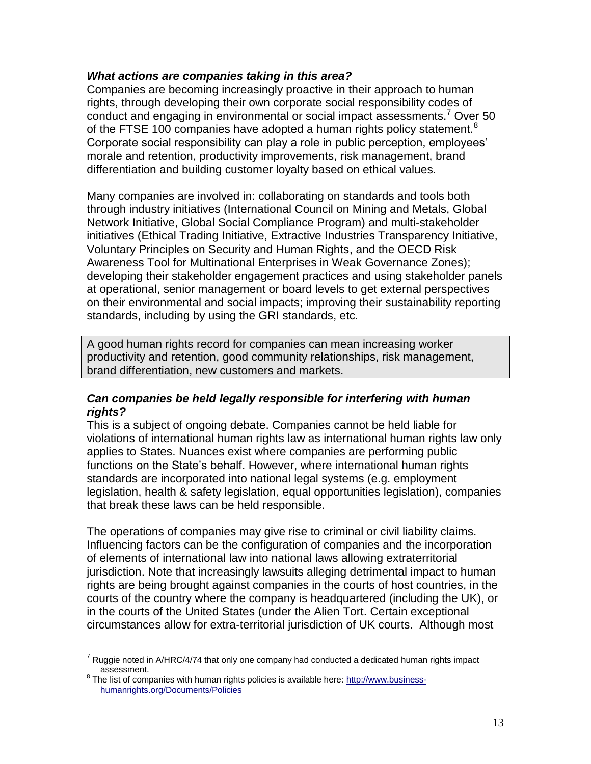***What actions are companies taking in this area?***

Companies are becoming increasingly proactive in their approach to human rights, through developing their own corporate social responsibility codes of conduct and engaging in environmental or social impact assessments.[7] Over 50 of the FTSE 100 companies have adopted a human rights policy statement.[8] Corporate social responsibility can play a role in public perception, employees' morale and retention, productivity improvements, risk management, brand differentiation and building customer loyalty based on ethical values.

Many companies are involved in: collaborating on standards and tools both through industry initiatives (International Council on Mining and Metals, Global Network Initiative, Global Social Compliance Program) and multi-stakeholder initiatives (Ethical Trading Initiative, Extractive Industries Transparency Initiative, Voluntary Principles on Security and Human Rights, and the OECD Risk Awareness Tool for Multinational Enterprises in Weak Governance Zones); developing their stakeholder engagement practices and using stakeholder panels at operational, senior management or board levels to get external perspectives on their environmental and social impacts; improving their sustainability reporting standards, including by using the GRI standards, etc.

> A good human rights record for companies can mean increasing worker productivity and retention, good community relationships, risk management, brand differentiation, new customers and markets.

***Can companies be held legally responsible for interfering with human rights?***

This is a subject of ongoing debate. Companies cannot be held liable for violations of international human rights law as international human rights law only applies to States. Nuances exist where companies are performing public functions on the State's behalf. However, where international human rights standards are incorporated into national legal systems (e.g. employment legislation, health & safety legislation, equal opportunities legislation), companies that break these laws can be held responsible.

The operations of companies may give rise to criminal or civil liability claims. Influencing factors can be the configuration of companies and the incorporation of elements of international law into national laws allowing extraterritorial jurisdiction. Note that increasingly lawsuits alleging detrimental impact to human rights are being brought against companies in the courts of host countries, in the courts of the country where the company is headquartered (including the UK), or in the courts of the United States (under the Alien Tort. Certain exceptional circumstances allow for extra-territorial jurisdiction of UK courts. Although most

---

[7] Ruggie noted in A/HRC/4/74 that only one company had conducted a dedicated human rights impact assessment.

[8] The list of companies with human rights policies is available here: [http://www.business-humanrights.org/Documents/Policies](http://www.business-humanrights.org/Documents/Policies)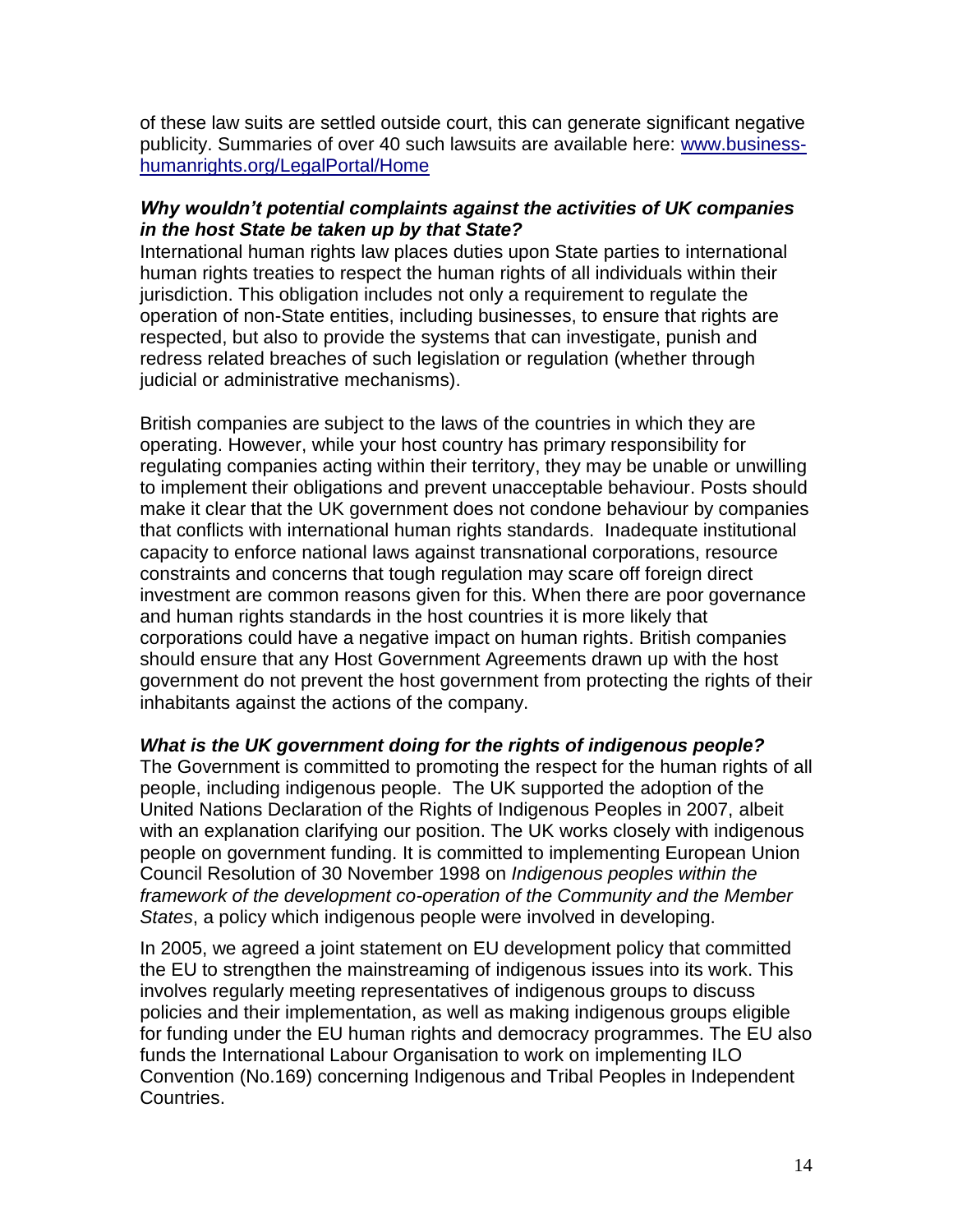of these law suits are settled outside court, this can generate significant negative publicity. Summaries of over 40 such lawsuits are available here: [www.business-humanrights.org/LegalPortal/Home](www.business-humanrights.org/LegalPortal/Home)

***Why wouldn't potential complaints against the activities of UK companies in the host State be taken up by that State?***

International human rights law places duties upon State parties to international human rights treaties to respect the human rights of all individuals within their jurisdiction. This obligation includes not only a requirement to regulate the operation of non-State entities, including businesses, to ensure that rights are respected, but also to provide the systems that can investigate, punish and redress related breaches of such legislation or regulation (whether through judicial or administrative mechanisms).

British companies are subject to the laws of the countries in which they are operating. However, while your host country has primary responsibility for regulating companies acting within their territory, they may be unable or unwilling to implement their obligations and prevent unacceptable behaviour. Posts should make it clear that the UK government does not condone behaviour by companies that conflicts with international human rights standards. Inadequate institutional capacity to enforce national laws against transnational corporations, resource constraints and concerns that tough regulation may scare off foreign direct investment are common reasons given for this. When there are poor governance and human rights standards in the host countries it is more likely that corporations could have a negative impact on human rights. British companies should ensure that any Host Government Agreements drawn up with the host government do not prevent the host government from protecting the rights of their inhabitants against the actions of the company.

***What is the UK government doing for the rights of indigenous people?***

The Government is committed to promoting the respect for the human rights of all people, including indigenous people. The UK supported the adoption of the United Nations Declaration of the Rights of Indigenous Peoples in 2007, albeit with an explanation clarifying our position. The UK works closely with indigenous people on government funding. It is committed to implementing European Union Council Resolution of 30 November 1998 on *Indigenous peoples within the framework of the development co-operation of the Community and the Member States*, a policy which indigenous people were involved in developing.

In 2005, we agreed a joint statement on EU development policy that committed the EU to strengthen the mainstreaming of indigenous issues into its work. This involves regularly meeting representatives of indigenous groups to discuss policies and their implementation, as well as making indigenous groups eligible for funding under the EU human rights and democracy programmes. The EU also funds the International Labour Organisation to work on implementing ILO Convention (No.169) concerning Indigenous and Tribal Peoples in Independent Countries.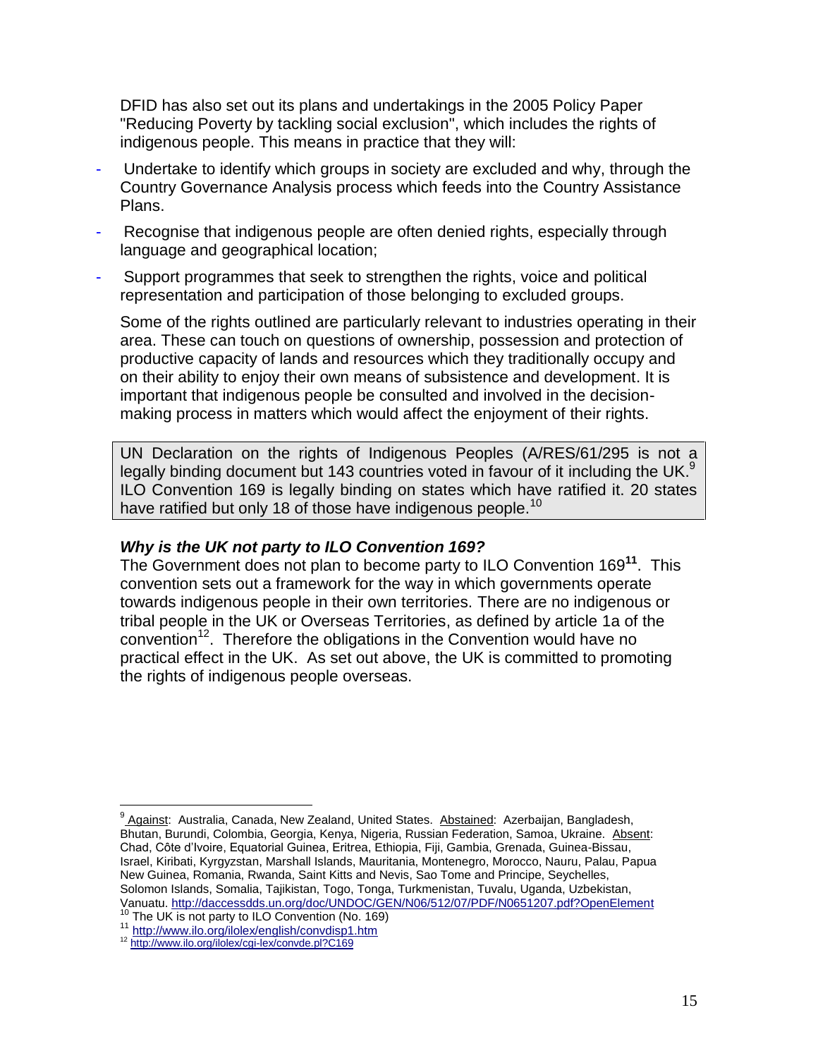DFID has also set out its plans and undertakings in the 2005 Policy Paper "Reducing Poverty by tackling social exclusion", which includes the rights of indigenous people. This means in practice that they will:

- Undertake to identify which groups in society are excluded and why, through the Country Governance Analysis process which feeds into the Country Assistance Plans.
- Recognise that indigenous people are often denied rights, especially through language and geographical location;
- Support programmes that seek to strengthen the rights, voice and political representation and participation of those belonging to excluded groups.

Some of the rights outlined are particularly relevant to industries operating in their area. These can touch on questions of ownership, possession and protection of productive capacity of lands and resources which they traditionally occupy and on their ability to enjoy their own means of subsistence and development. It is important that indigenous people be consulted and involved in the decision-making process in matters which would affect the enjoyment of their rights.

> UN Declaration on the rights of Indigenous Peoples (A/RES/61/295 is not a legally binding document but 143 countries voted in favour of it including the UK.[9] ILO Convention 169 is legally binding on states which have ratified it. 20 states have ratified but only 18 of those have indigenous people.[10]

### *Why is the UK not party to ILO Convention 169?*

The Government does not plan to become party to ILO Convention 169[11]. This convention sets out a framework for the way in which governments operate towards indigenous people in their own territories. There are no indigenous or tribal people in the UK or Overseas Territories, as defined by article 1a of the convention[12]. Therefore the obligations in the Convention would have no practical effect in the UK. As set out above, the UK is committed to promoting the rights of indigenous people overseas.

---

[9] Against: Australia, Canada, New Zealand, United States. Abstained: Azerbaijan, Bangladesh, Bhutan, Burundi, Colombia, Georgia, Kenya, Nigeria, Russian Federation, Samoa, Ukraine. Absent: Chad, Côte d'Ivoire, Equatorial Guinea, Eritrea, Ethiopia, Fiji, Gambia, Grenada, Guinea-Bissau, Israel, Kiribati, Kyrgyzstan, Marshall Islands, Mauritania, Montenegro, Morocco, Nauru, Palau, Papua New Guinea, Romania, Rwanda, Saint Kitts and Nevis, Sao Tome and Principe, Seychelles, Solomon Islands, Somalia, Tajikistan, Togo, Tonga, Turkmenistan, Tuvalu, Uganda, Uzbekistan, Vanuatu. http://daccessdds.un.org/doc/UNDOC/GEN/N06/512/07/PDF/N0651207.pdf?OpenElement

[10] The UK is not party to ILO Convention (No. 169)

[11] http://www.ilo.org/ilolex/english/convdisp1.htm

[12] http://www.ilo.org/ilolex/cgi-lex/convde.pl?C169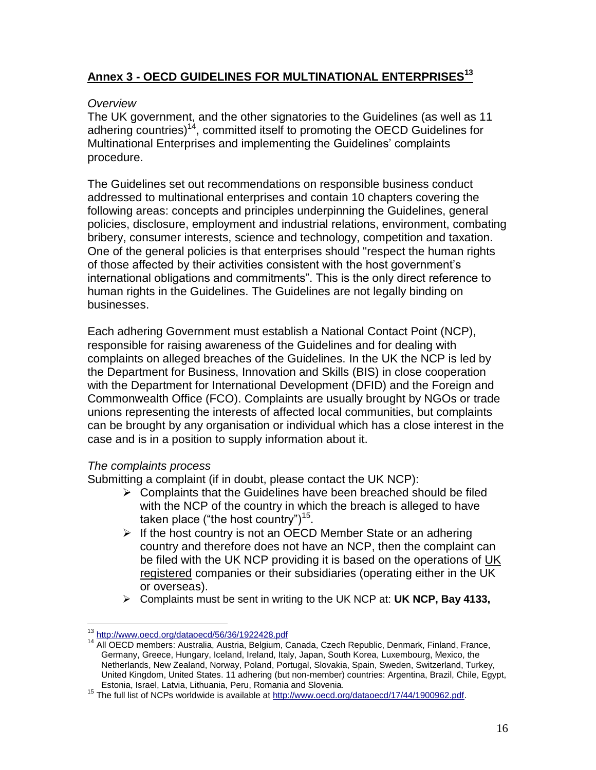## Annex 3 - OECD GUIDELINES FOR MULTINATIONAL ENTERPRISES[13]

*Overview*

The UK government, and the other signatories to the Guidelines (as well as 11 adhering countries)[14], committed itself to promoting the OECD Guidelines for Multinational Enterprises and implementing the Guidelines' complaints procedure.

The Guidelines set out recommendations on responsible business conduct addressed to multinational enterprises and contain 10 chapters covering the following areas: concepts and principles underpinning the Guidelines, general policies, disclosure, employment and industrial relations, environment, combating bribery, consumer interests, science and technology, competition and taxation. One of the general policies is that enterprises should "respect the human rights of those affected by their activities consistent with the host government's international obligations and commitments". This is the only direct reference to human rights in the Guidelines. The Guidelines are not legally binding on businesses.

Each adhering Government must establish a National Contact Point (NCP), responsible for raising awareness of the Guidelines and for dealing with complaints on alleged breaches of the Guidelines. In the UK the NCP is led by the Department for Business, Innovation and Skills (BIS) in close cooperation with the Department for International Development (DFID) and the Foreign and Commonwealth Office (FCO). Complaints are usually brought by NGOs or trade unions representing the interests of affected local communities, but complaints can be brought by any organisation or individual which has a close interest in the case and is in a position to supply information about it.

*The complaints process*

Submitting a complaint (if in doubt, please contact the UK NCP):

- Complaints that the Guidelines have been breached should be filed with the NCP of the country in which the breach is alleged to have taken place ("the host country")[15].
- If the host country is not an OECD Member State or an adhering country and therefore does not have an NCP, then the complaint can be filed with the UK NCP providing it is based on the operations of UK registered companies or their subsidiaries (operating either in the UK or overseas).
- Complaints must be sent in writing to the UK NCP at: **UK NCP, Bay 4133,**

---

[13] http://www.oecd.org/dataoecd/56/36/1922428.pdf

[14] All OECD members: Australia, Austria, Belgium, Canada, Czech Republic, Denmark, Finland, France, Germany, Greece, Hungary, Iceland, Ireland, Italy, Japan, South Korea, Luxembourg, Mexico, the Netherlands, New Zealand, Norway, Poland, Portugal, Slovakia, Spain, Sweden, Switzerland, Turkey, United Kingdom, United States. 11 adhering (but non-member) countries: Argentina, Brazil, Chile, Egypt, Estonia, Israel, Latvia, Lithuania, Peru, Romania and Slovenia.

[15] The full list of NCPs worldwide is available at http://www.oecd.org/dataoecd/17/44/1900962.pdf.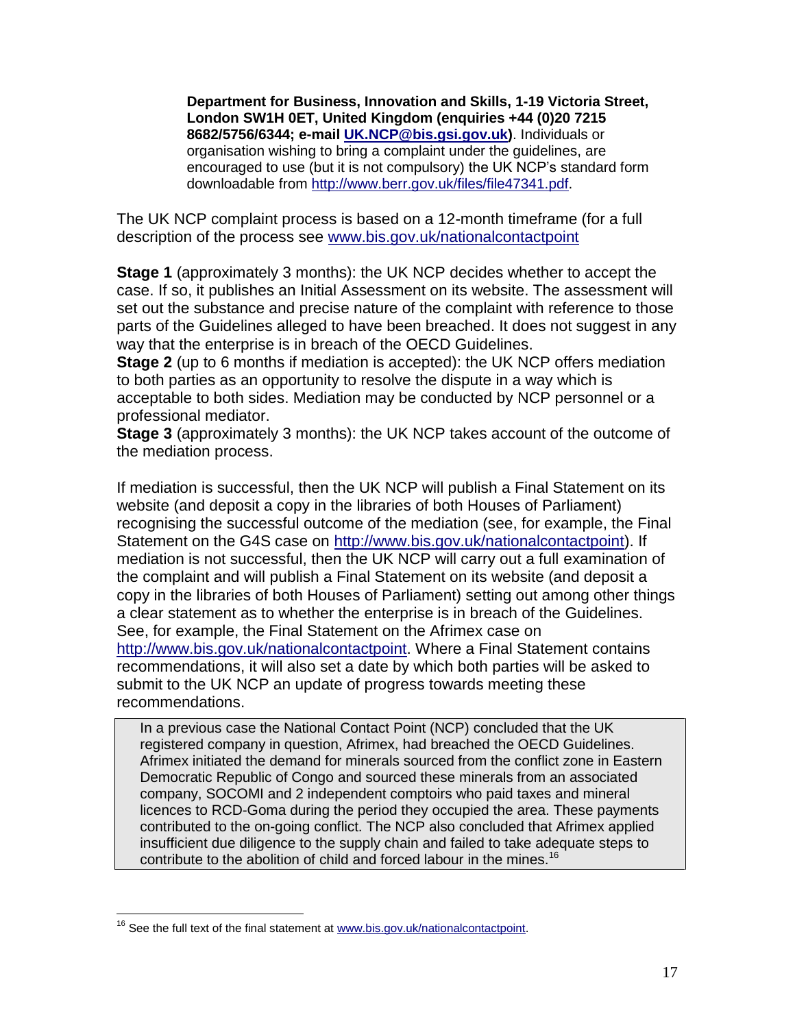**Department for Business, Innovation and Skills, 1-19 Victoria Street, London SW1H 0ET, United Kingdom (enquiries +44 (0)20 7215 8682/5756/6344; e-mail UK.NCP@bis.gsi.gov.uk)**. Individuals or organisation wishing to bring a complaint under the guidelines, are encouraged to use (but it is not compulsory) the UK NCP's standard form downloadable from http://www.berr.gov.uk/files/file47341.pdf.

The UK NCP complaint process is based on a 12-month timeframe (for a full description of the process see www.bis.gov.uk/nationalcontactpoint

**Stage 1** (approximately 3 months): the UK NCP decides whether to accept the case. If so, it publishes an Initial Assessment on its website. The assessment will set out the substance and precise nature of the complaint with reference to those parts of the Guidelines alleged to have been breached. It does not suggest in any way that the enterprise is in breach of the OECD Guidelines.
**Stage 2** (up to 6 months if mediation is accepted): the UK NCP offers mediation to both parties as an opportunity to resolve the dispute in a way which is acceptable to both sides. Mediation may be conducted by NCP personnel or a professional mediator.
**Stage 3** (approximately 3 months): the UK NCP takes account of the outcome of the mediation process.

If mediation is successful, then the UK NCP will publish a Final Statement on its website (and deposit a copy in the libraries of both Houses of Parliament) recognising the successful outcome of the mediation (see, for example, the Final Statement on the G4S case on http://www.bis.gov.uk/nationalcontactpoint). If mediation is not successful, then the UK NCP will carry out a full examination of the complaint and will publish a Final Statement on its website (and deposit a copy in the libraries of both Houses of Parliament) setting out among other things a clear statement as to whether the enterprise is in breach of the Guidelines. See, for example, the Final Statement on the Afrimex case on http://www.bis.gov.uk/nationalcontactpoint. Where a Final Statement contains recommendations, it will also set a date by which both parties will be asked to submit to the UK NCP an update of progress towards meeting these recommendations.

> In a previous case the National Contact Point (NCP) concluded that the UK registered company in question, Afrimex, had breached the OECD Guidelines. Afrimex initiated the demand for minerals sourced from the conflict zone in Eastern Democratic Republic of Congo and sourced these minerals from an associated company, SOCOMI and 2 independent comptoirs who paid taxes and mineral licences to RCD-Goma during the period they occupied the area. These payments contributed to the on-going conflict. The NCP also concluded that Afrimex applied insufficient due diligence to the supply chain and failed to take adequate steps to contribute to the abolition of child and forced labour in the mines.[16]

[16] See the full text of the final statement at www.bis.gov.uk/nationalcontactpoint.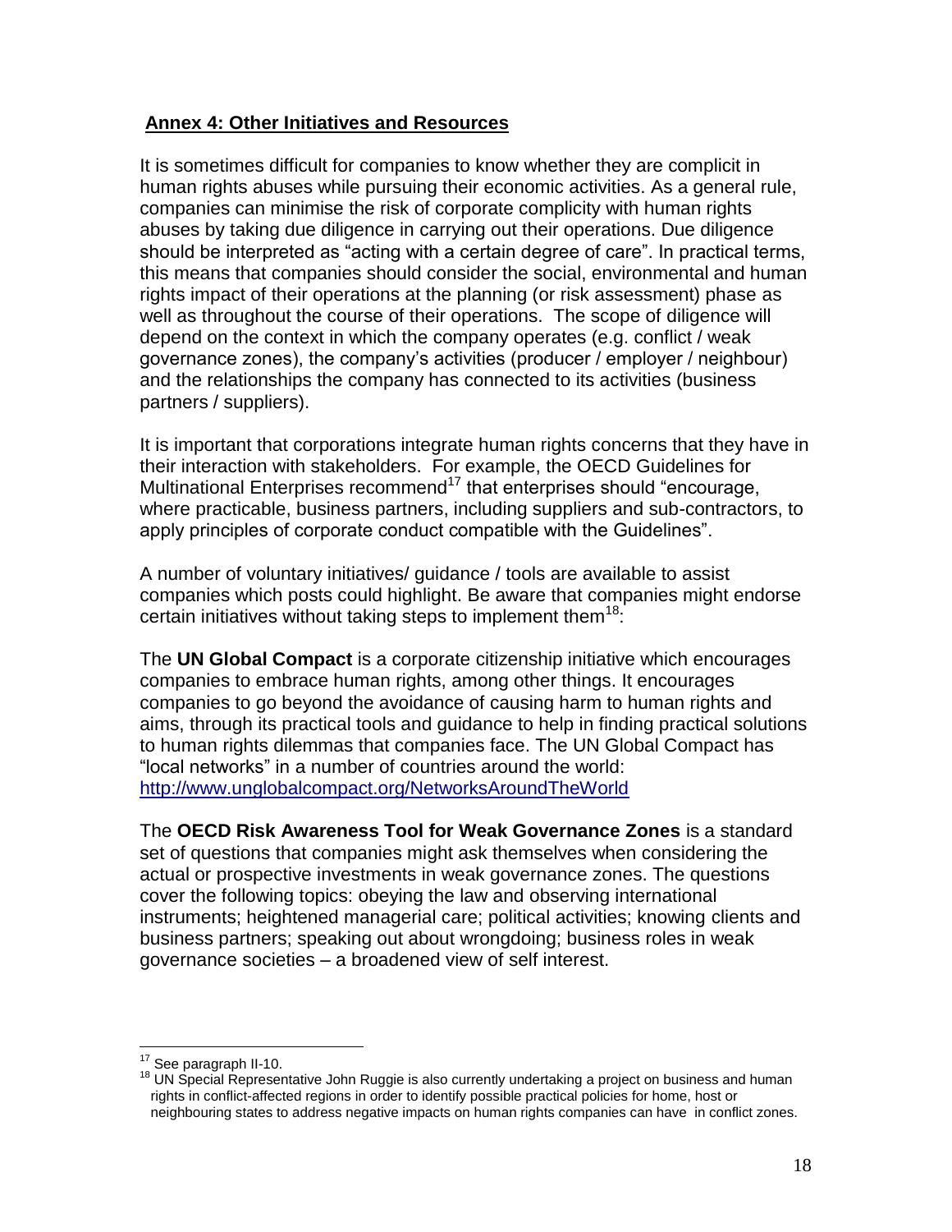## Annex 4: Other Initiatives and Resources

It is sometimes difficult for companies to know whether they are complicit in human rights abuses while pursuing their economic activities. As a general rule, companies can minimise the risk of corporate complicity with human rights abuses by taking due diligence in carrying out their operations. Due diligence should be interpreted as "acting with a certain degree of care". In practical terms, this means that companies should consider the social, environmental and human rights impact of their operations at the planning (or risk assessment) phase as well as throughout the course of their operations. The scope of diligence will depend on the context in which the company operates (e.g. conflict / weak governance zones), the company's activities (producer / employer / neighbour) and the relationships the company has connected to its activities (business partners / suppliers).

It is important that corporations integrate human rights concerns that they have in their interaction with stakeholders. For example, the OECD Guidelines for Multinational Enterprises recommend[17] that enterprises should "encourage, where practicable, business partners, including suppliers and sub-contractors, to apply principles of corporate conduct compatible with the Guidelines".

A number of voluntary initiatives/ guidance / tools are available to assist companies which posts could highlight. Be aware that companies might endorse certain initiatives without taking steps to implement them[18]:

The **UN Global Compact** is a corporate citizenship initiative which encourages companies to embrace human rights, among other things. It encourages companies to go beyond the avoidance of causing harm to human rights and aims, through its practical tools and guidance to help in finding practical solutions to human rights dilemmas that companies face. The UN Global Compact has "local networks" in a number of countries around the world: http://www.unglobalcompact.org/NetworksAroundTheWorld

The **OECD Risk Awareness Tool for Weak Governance Zones** is a standard set of questions that companies might ask themselves when considering the actual or prospective investments in weak governance zones. The questions cover the following topics: obeying the law and observing international instruments; heightened managerial care; political activities; knowing clients and business partners; speaking out about wrongdoing; business roles in weak governance societies – a broadened view of self interest.

---

[17] See paragraph II-10.

[18] UN Special Representative John Ruggie is also currently undertaking a project on business and human rights in conflict-affected regions in order to identify possible practical policies for home, host or neighbouring states to address negative impacts on human rights companies can have in conflict zones.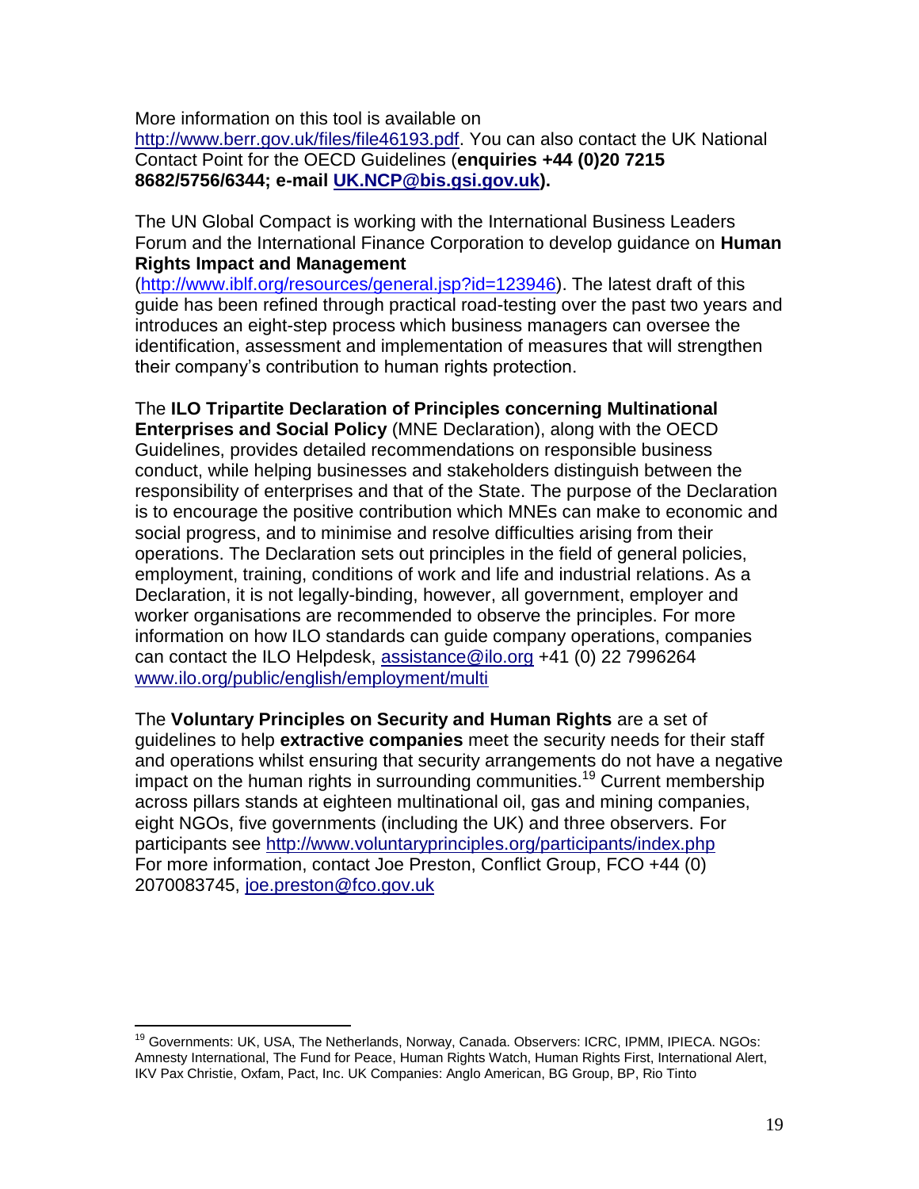More information on this tool is available on http://www.berr.gov.uk/files/file46193.pdf. You can also contact the UK National Contact Point for the OECD Guidelines (**enquiries +44 (0)20 7215 8682/5756/6344; e-mail UK.NCP@bis.gsi.gov.uk).**

The UN Global Compact is working with the International Business Leaders Forum and the International Finance Corporation to develop guidance on **Human Rights Impact and Management** (http://www.iblf.org/resources/general.jsp?id=123946). The latest draft of this guide has been refined through practical road-testing over the past two years and introduces an eight-step process which business managers can oversee the identification, assessment and implementation of measures that will strengthen their company's contribution to human rights protection.

The **ILO Tripartite Declaration of Principles concerning Multinational Enterprises and Social Policy** (MNE Declaration), along with the OECD Guidelines, provides detailed recommendations on responsible business conduct, while helping businesses and stakeholders distinguish between the responsibility of enterprises and that of the State. The purpose of the Declaration is to encourage the positive contribution which MNEs can make to economic and social progress, and to minimise and resolve difficulties arising from their operations. The Declaration sets out principles in the field of general policies, employment, training, conditions of work and life and industrial relations. As a Declaration, it is not legally-binding, however, all government, employer and worker organisations are recommended to observe the principles. For more information on how ILO standards can guide company operations, companies can contact the ILO Helpdesk, assistance@ilo.org +41 (0) 22 7996264 www.ilo.org/public/english/employment/multi

The **Voluntary Principles on Security and Human Rights** are a set of guidelines to help **extractive companies** meet the security needs for their staff and operations whilst ensuring that security arrangements do not have a negative impact on the human rights in surrounding communities.[19] Current membership across pillars stands at eighteen multinational oil, gas and mining companies, eight NGOs, five governments (including the UK) and three observers. For participants see http://www.voluntaryprinciples.org/participants/index.php For more information, contact Joe Preston, Conflict Group, FCO +44 (0) 2070083745, joe.preston@fco.gov.uk

---

[19] Governments: UK, USA, The Netherlands, Norway, Canada. Observers: ICRC, IPMM, IPIECA. NGOs: Amnesty International, The Fund for Peace, Human Rights Watch, Human Rights First, International Alert, IKV Pax Christie, Oxfam, Pact, Inc. UK Companies: Anglo American, BG Group, BP, Rio Tinto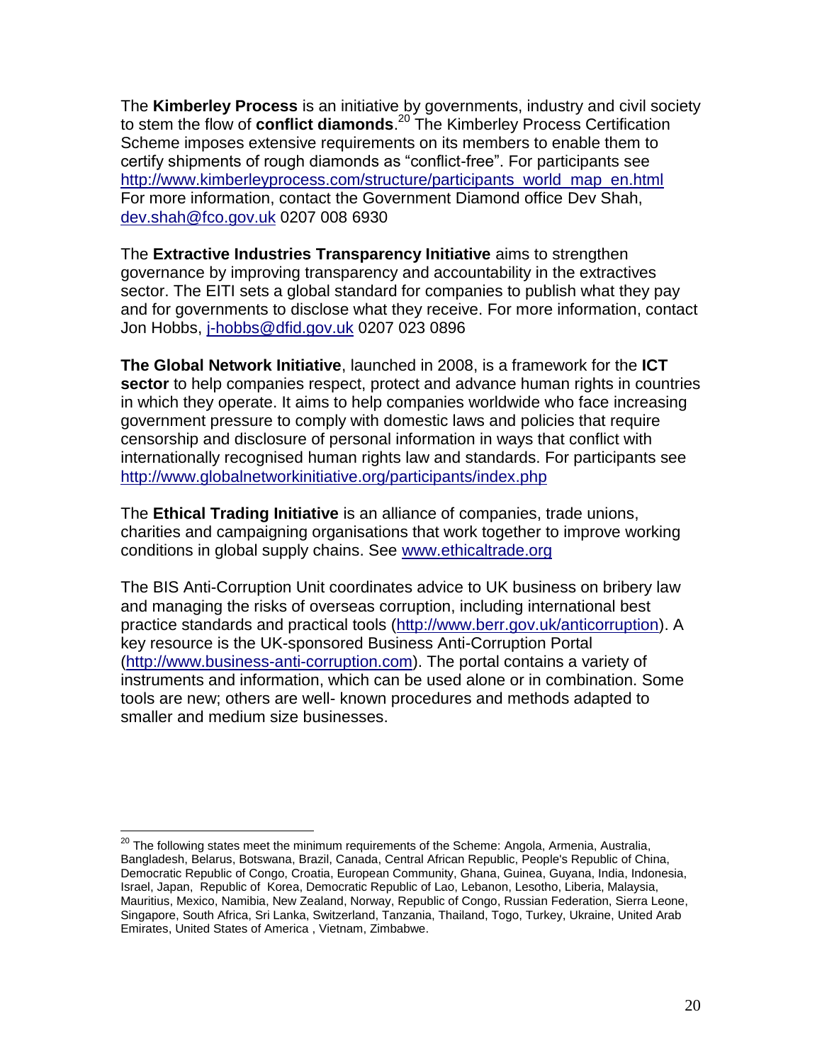The **Kimberley Process** is an initiative by governments, industry and civil society to stem the flow of **conflict diamonds**.[20] The Kimberley Process Certification Scheme imposes extensive requirements on its members to enable them to certify shipments of rough diamonds as "conflict-free". For participants see http://www.kimberleyprocess.com/structure/participants_world_map_en.html For more information, contact the Government Diamond office Dev Shah, dev.shah@fco.gov.uk 0207 008 6930

The **Extractive Industries Transparency Initiative** aims to strengthen governance by improving transparency and accountability in the extractives sector. The EITI sets a global standard for companies to publish what they pay and for governments to disclose what they receive. For more information, contact Jon Hobbs, j-hobbs@dfid.gov.uk 0207 023 0896

**The Global Network Initiative**, launched in 2008, is a framework for the **ICT sector** to help companies respect, protect and advance human rights in countries in which they operate. It aims to help companies worldwide who face increasing government pressure to comply with domestic laws and policies that require censorship and disclosure of personal information in ways that conflict with internationally recognised human rights law and standards. For participants see http://www.globalnetworkinitiative.org/participants/index.php

The **Ethical Trading Initiative** is an alliance of companies, trade unions, charities and campaigning organisations that work together to improve working conditions in global supply chains. See www.ethicaltrade.org

The BIS Anti-Corruption Unit coordinates advice to UK business on bribery law and managing the risks of overseas corruption, including international best practice standards and practical tools (http://www.berr.gov.uk/anticorruption). A key resource is the UK-sponsored Business Anti-Corruption Portal (http://www.business-anti-corruption.com). The portal contains a variety of instruments and information, which can be used alone or in combination. Some tools are new; others are well- known procedures and methods adapted to smaller and medium size businesses.

---

[20] The following states meet the minimum requirements of the Scheme: Angola, Armenia, Australia, Bangladesh, Belarus, Botswana, Brazil, Canada, Central African Republic, People's Republic of China, Democratic Republic of Congo, Croatia, European Community, Ghana, Guinea, Guyana, India, Indonesia, Israel, Japan, Republic of Korea, Democratic Republic of Lao, Lebanon, Lesotho, Liberia, Malaysia, Mauritius, Mexico, Namibia, New Zealand, Norway, Republic of Congo, Russian Federation, Sierra Leone, Singapore, South Africa, Sri Lanka, Switzerland, Tanzania, Thailand, Togo, Turkey, Ukraine, United Arab Emirates, United States of America , Vietnam, Zimbabwe.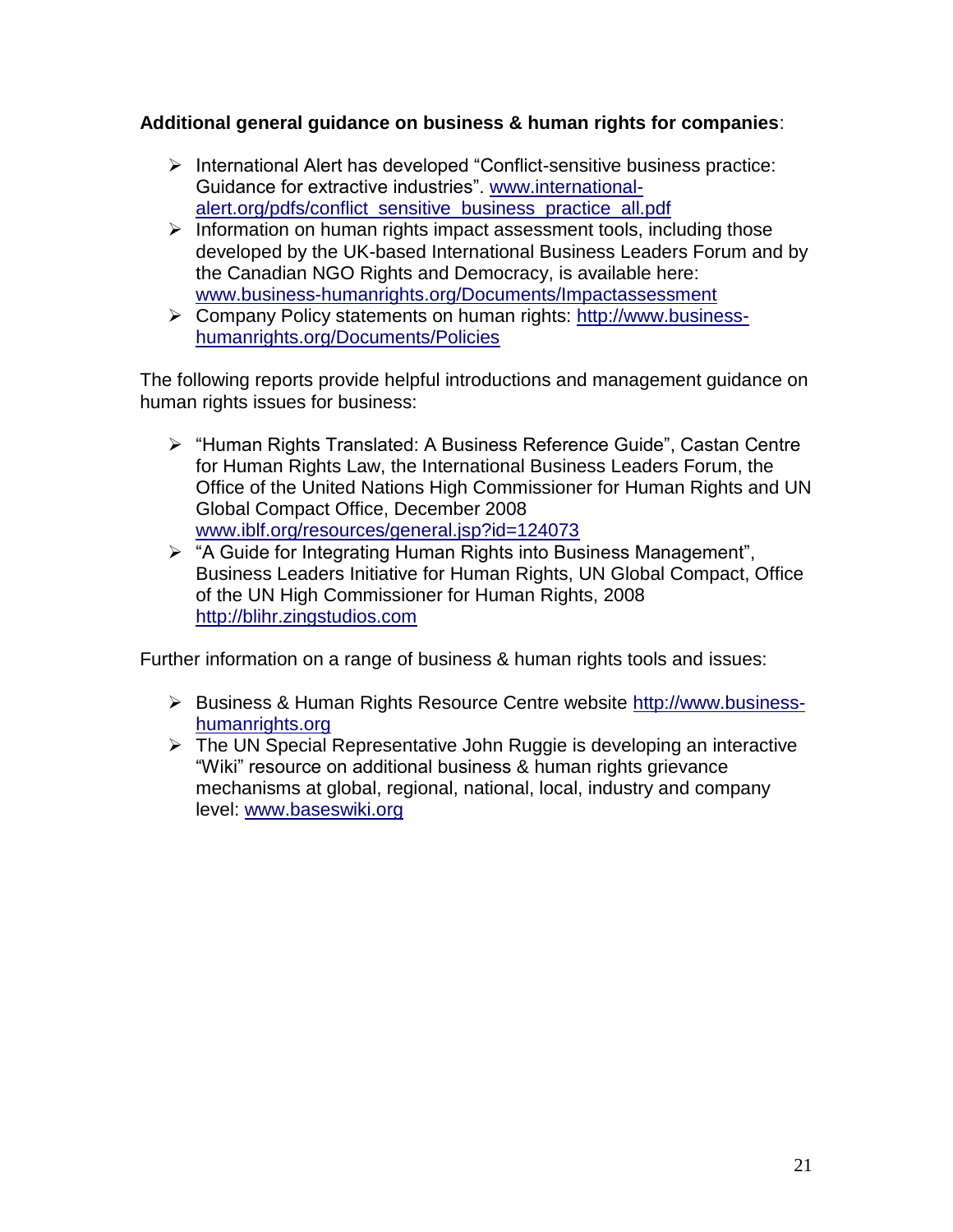**Additional general guidance on business & human rights for companies**:

- International Alert has developed "Conflict-sensitive business practice: Guidance for extractive industries". www.international-alert.org/pdfs/conflict_sensitive_business_practice_all.pdf
- Information on human rights impact assessment tools, including those developed by the UK-based International Business Leaders Forum and by the Canadian NGO Rights and Democracy, is available here: www.business-humanrights.org/Documents/Impactassessment
- Company Policy statements on human rights: http://www.business-humanrights.org/Documents/Policies

The following reports provide helpful introductions and management guidance on human rights issues for business:

- "Human Rights Translated: A Business Reference Guide", Castan Centre for Human Rights Law, the International Business Leaders Forum, the Office of the United Nations High Commissioner for Human Rights and UN Global Compact Office, December 2008 www.iblf.org/resources/general.jsp?id=124073
- "A Guide for Integrating Human Rights into Business Management", Business Leaders Initiative for Human Rights, UN Global Compact, Office of the UN High Commissioner for Human Rights, 2008 http://blihr.zingstudios.com

Further information on a range of business & human rights tools and issues:

- Business & Human Rights Resource Centre website http://www.business-humanrights.org
- The UN Special Representative John Ruggie is developing an interactive "Wiki" resource on additional business & human rights grievance mechanisms at global, regional, national, local, industry and company level: www.baseswiki.org